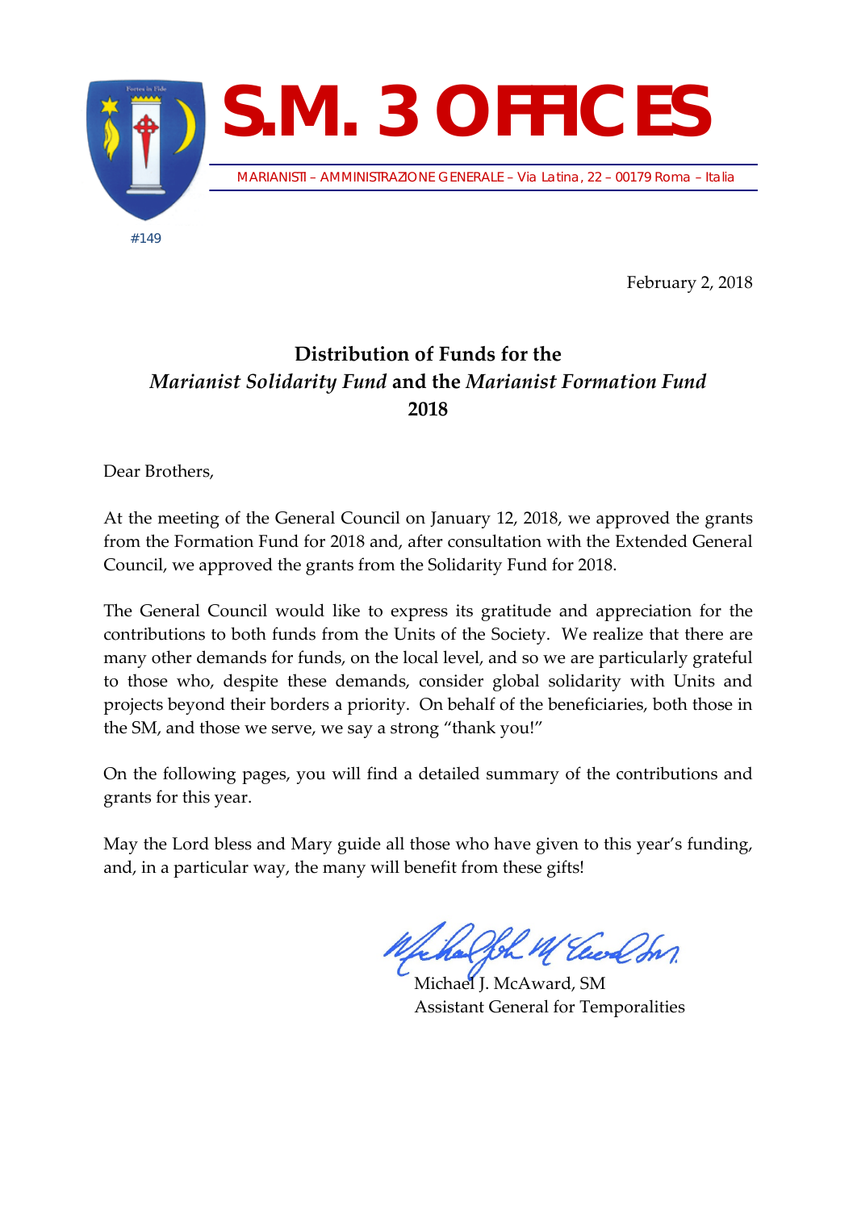# S.M. 3 OFFICES

MARIANISTI – AMMINISTRAZIONE GENERALE – Via Latina, 22 – 00179 Roma – Italia

#149

February 2, 2018

## Distribution of Funds for the *Marianist Solidarity Fund* and the *Marianist Formation Fund* 2018

Dear Brothers,

At the meeting of the General Council on January 12, 2018, we approved the grants from the Formation Fund for 2018 and, after consultation with the Extended General Council, we approved the grants from the Solidarity Fund for 2018.

The General Council would like to express its gratitude and appreciation for the contributions to both funds from the Units of the Society. We realize that there are many other demands for funds, on the local level, and so we are particularly grateful to those who, despite these demands, consider global solidarity with Units and projects beyond their borders a priority. On behalf of the beneficiaries, both those in the SM, and those we serve, we say a strong "thank you!"

On the following pages, you will find a detailed summary of the contributions and grants for this year.

May the Lord bless and Mary guide all those who have given to this year's funding, and, in a particular way, the many will benefit from these gifts!

Michael J. McAward, SM
Assistant General for Temporalities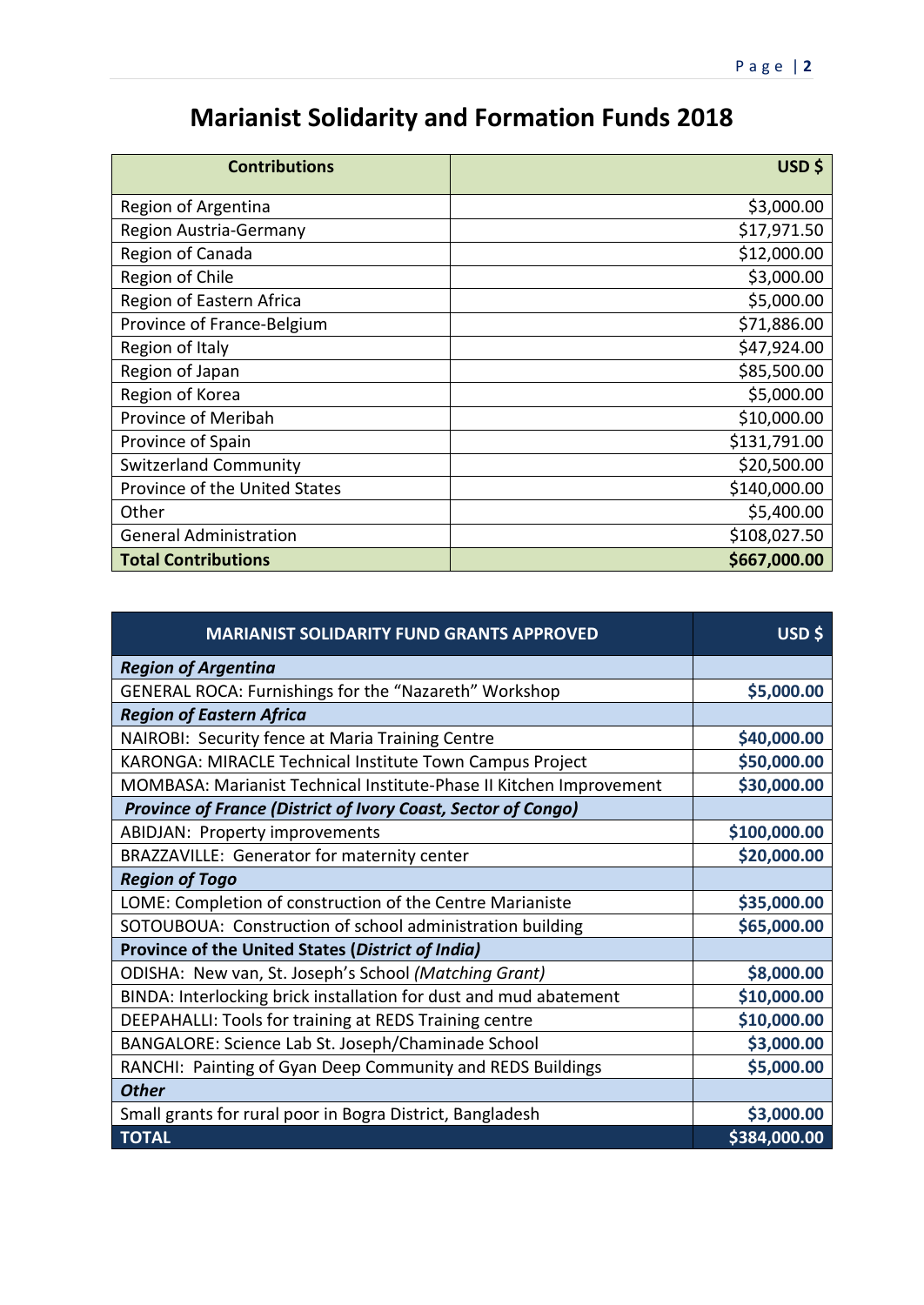# Marianist Solidarity and Formation Funds 2018

| Contributions | USD $ |
|---|---:|
| Region of Argentina | $3,000.00 |
| Region Austria-Germany | $17,971.50 |
| Region of Canada | $12,000.00 |
| Region of Chile | $3,000.00 |
| Region of Eastern Africa | $5,000.00 |
| Province of France-Belgium | $71,886.00 |
| Region of Italy | $47,924.00 |
| Region of Japan | $85,500.00 |
| Region of Korea | $5,000.00 |
| Province of Meribah | $10,000.00 |
| Province of Spain | $131,791.00 |
| Switzerland Community | $20,500.00 |
| Province of the United States | $140,000.00 |
| Other | $5,400.00 |
| General Administration | $108,027.50 |
| **Total Contributions** | **$667,000.00** |

| MARIANIST SOLIDARITY FUND GRANTS APPROVED | USD $ |
|---|---:|
| ***Region of Argentina*** | |
| GENERAL ROCA: Furnishings for the "Nazareth" Workshop | **$5,000.00** |
| ***Region of Eastern Africa*** | |
| NAIROBI: Security fence at Maria Training Centre | **$40,000.00** |
| KARONGA: MIRACLE Technical Institute Town Campus Project | **$50,000.00** |
| MOMBASA: Marianist Technical Institute-Phase II Kitchen Improvement | **$30,000.00** |
| ***Province of France (District of Ivory Coast, Sector of Congo)*** | |
| ABIDJAN: Property improvements | **$100,000.00** |
| BRAZZAVILLE: Generator for maternity center | **$20,000.00** |
| ***Region of Togo*** | |
| LOME: Completion of construction of the Centre Marianiste | **$35,000.00** |
| SOTOUBOUA: Construction of school administration building | **$65,000.00** |
| **Province of the United States (*District of India*)** | |
| ODISHA: New van, St. Joseph's School *(Matching Grant)* | **$8,000.00** |
| BINDA: Interlocking brick installation for dust and mud abatement | **$10,000.00** |
| DEEPAHALLI: Tools for training at REDS Training centre | **$10,000.00** |
| BANGALORE: Science Lab St. Joseph/Chaminade School | **$3,000.00** |
| RANCHI: Painting of Gyan Deep Community and REDS Buildings | **$5,000.00** |
| ***Other*** | |
| Small grants for rural poor in Bogra District, Bangladesh | **$3,000.00** |
| **TOTAL** | **$384,000.00** |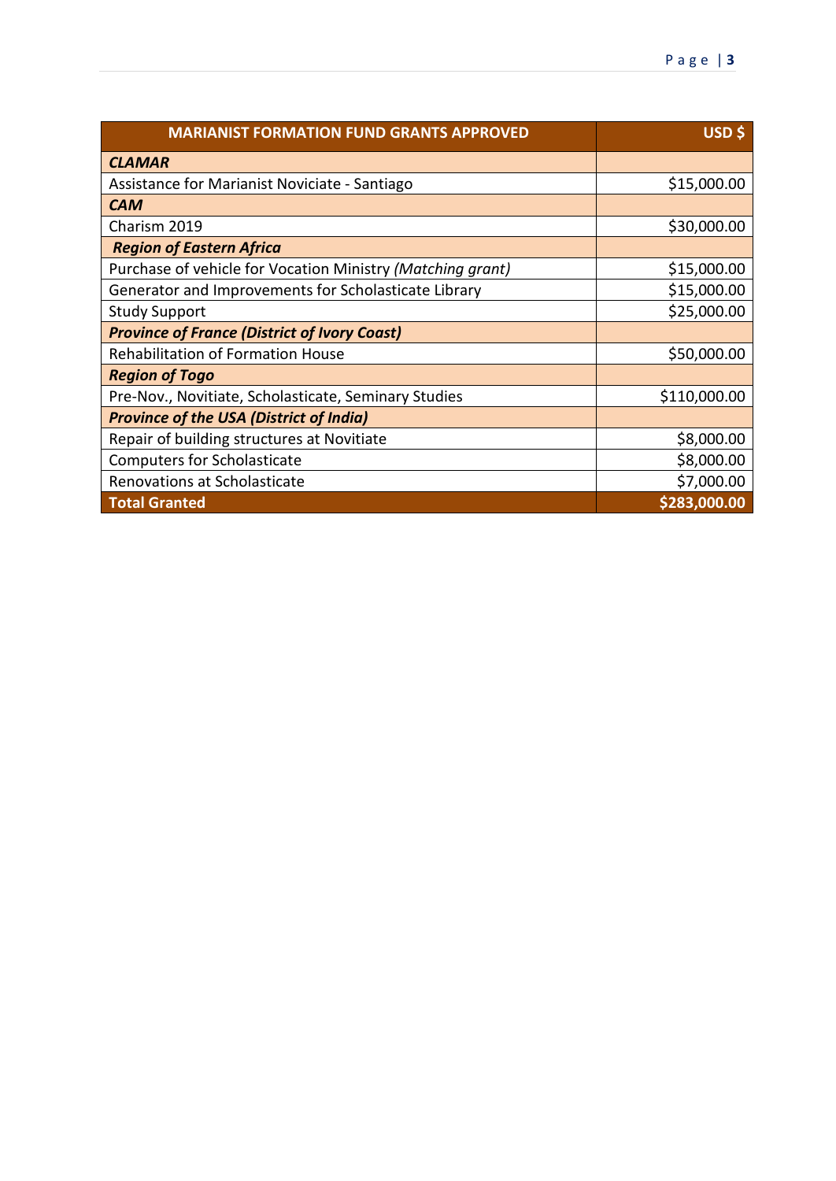| MARIANIST FORMATION FUND GRANTS APPROVED | USD $ |
| --- | --- |
| ***CLAMAR*** | |
| Assistance for Marianist Noviciate - Santiago | $15,000.00 |
| ***CAM*** | |
| Charism 2019 | $30,000.00 |
| ***Region of Eastern Africa*** | |
| Purchase of vehicle for Vocation Ministry *(Matching grant)* | $15,000.00 |
| Generator and Improvements for Scholasticate Library | $15,000.00 |
| Study Support | $25,000.00 |
| ***Province of France (District of Ivory Coast)*** | |
| Rehabilitation of Formation House | $50,000.00 |
| ***Region of Togo*** | |
| Pre-Nov., Novitiate, Scholasticate, Seminary Studies | $110,000.00 |
| ***Province of the USA (District of India)*** | |
| Repair of building structures at Novitiate | $8,000.00 |
| Computers for Scholasticate | $8,000.00 |
| Renovations at Scholasticate | $7,000.00 |
| **Total Granted** | **$283,000.00** |